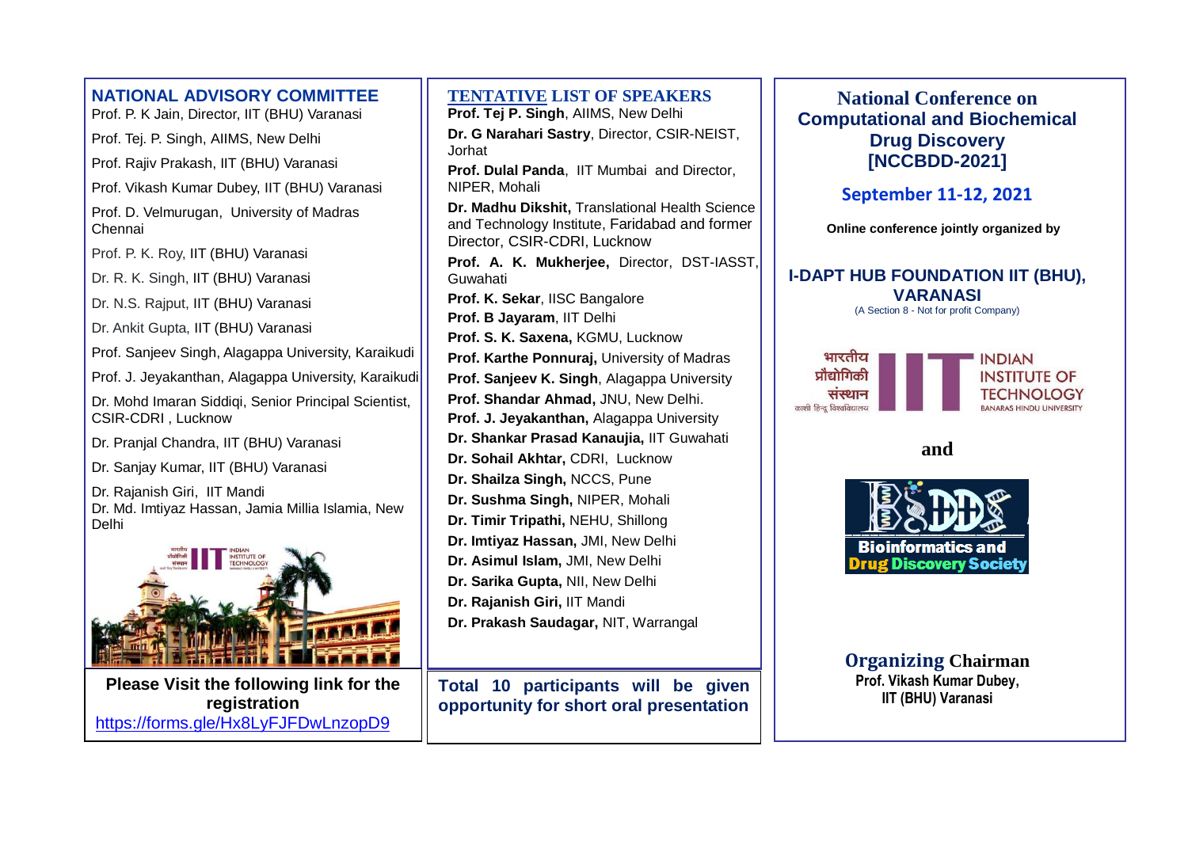## NATIONAL ADVISORY COMMITTEE

Prof. P. K Jain, Director, IIT (BHU) Varanasi

Prof. Tej. P. Singh, AIIMS, New Delhi

Prof. Rajiv Prakash, IIT (BHU) Varanasi

Prof. Vikash Kumar Dubey, IIT (BHU) Varanasi

Prof. D. Velmurugan, University of Madras Chennai

Prof. P. K. Roy, IIT (BHU) Varanasi

Dr. R. K. Singh, IIT (BHU) Varanasi

Dr. N.S. Rajput, IIT (BHU) Varanasi

Dr. Ankit Gupta, IIT (BHU) Varanasi

Prof. Sanjeev Singh, Alagappa University, Karaikudi

Prof. J. Jeyakanthan, Alagappa University, Karaikudi

Dr. Mohd Imaran Siddiqi, Senior Principal Scientist, CSIR-CDRI , Lucknow

Dr. Pranjal Chandra, IIT (BHU) Varanasi

Dr. Sanjay Kumar, IIT (BHU) Varanasi

Dr. Rajanish Giri, IIT Mandi

Dr. Md. Imtiyaz Hassan, Jamia Millia Islamia, New Delhi

**Please Visit the following link for the registration**

https://forms.gle/Hx8LyFJFDwLnzopD9

## TENTATIVE LIST OF SPEAKERS

**Prof. Tej P. Singh**, AIIMS, New Delhi

**Dr. G Narahari Sastry**, Director, CSIR-NEIST, Jorhat

**Prof. Dulal Panda**, IIT Mumbai and Director, NIPER, Mohali

**Dr. Madhu Dikshit,** Translational Health Science and Technology Institute, Faridabad and former Director, CSIR-CDRI, Lucknow

**Prof. A. K. Mukherjee,** Director, DST-IASST, Guwahati

**Prof. K. Sekar**, IISC Bangalore

**Prof. B Jayaram**, IIT Delhi

**Prof. S. K. Saxena,** KGMU, Lucknow

**Prof. Karthe Ponnuraj,** University of Madras

**Prof. Sanjeev K. Singh**, Alagappa University

**Prof. Shandar Ahmad,** JNU, New Delhi.

**Prof. J. Jeyakanthan,** Alagappa University

**Dr. Shankar Prasad Kanaujia,** IIT Guwahati

**Dr. Sohail Akhtar,** CDRI, Lucknow

**Dr. Shailza Singh,** NCCS, Pune

**Dr. Sushma Singh,** NIPER, Mohali

**Dr. Timir Tripathi,** NEHU, Shillong

**Dr. Imtiyaz Hassan,** JMI, New Delhi

**Dr. Asimul Islam,** JMI, New Delhi

**Dr. Sarika Gupta,** NII, New Delhi

**Dr. Rajanish Giri,** IIT Mandi

**Dr. Prakash Saudagar,** NIT, Warrangal

**Total 10 participants will be given opportunity for short oral presentation**

# National Conference on Computational and Biochemical Drug Discovery [NCCBDD-2021]

**September 11-12, 2021**

**Online conference jointly organized by**

**I-DAPT HUB FOUNDATION IIT (BHU), VARANASI**

(A Section 8 - Not for profit Company)

भारतीय प्रौद्योगिकी संस्थान काशी हिन्दू विश्वविद्यालय — INDIAN INSTITUTE OF TECHNOLOGY BANARAS HINDU UNIVERSITY

**and**

**Bioinformatics and Drug Discovery Society**

**Organizing Chairman**

**Prof. Vikash Kumar Dubey, IIT (BHU) Varanasi**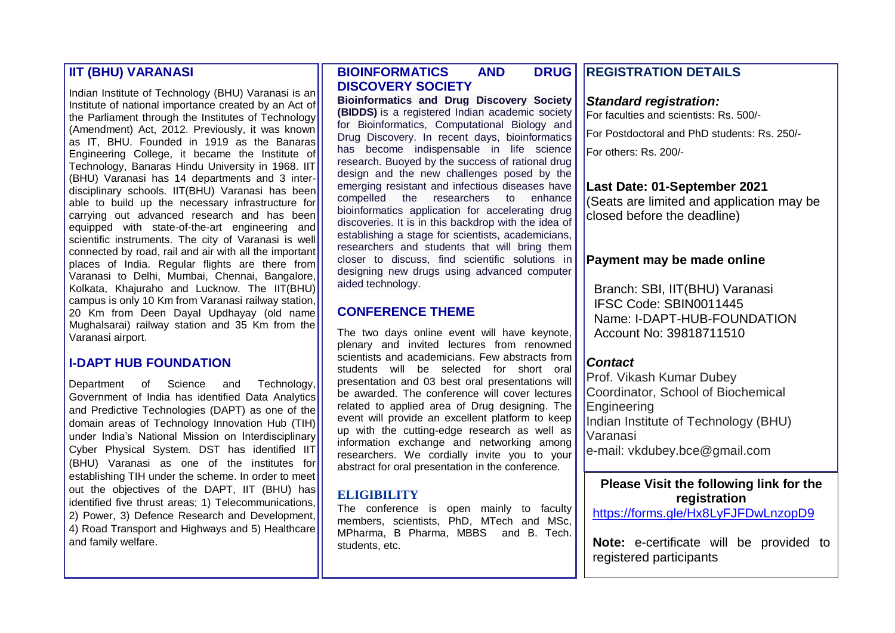## IIT (BHU) VARANASI

Indian Institute of Technology (BHU) Varanasi is an Institute of national importance created by an Act of the Parliament through the Institutes of Technology (Amendment) Act, 2012. Previously, it was known as IT, BHU. Founded in 1919 as the Banaras Engineering College, it became the Institute of Technology, Banaras Hindu University in 1968. IIT (BHU) Varanasi has 14 departments and 3 inter-disciplinary schools. IIT(BHU) Varanasi has been able to build up the necessary infrastructure for carrying out advanced research and has been equipped with state-of-the-art engineering and scientific instruments. The city of Varanasi is well connected by road, rail and air with all the important places of India. Regular flights are there from Varanasi to Delhi, Mumbai, Chennai, Bangalore, Kolkata, Khajuraho and Lucknow. The IIT(BHU) campus is only 10 Km from Varanasi railway station, 20 Km from Deen Dayal Updhayay (old name Mughalsarai) railway station and 35 Km from the Varanasi airport.

## I-DAPT HUB FOUNDATION

Department of Science and Technology, Government of India has identified Data Analytics and Predictive Technologies (DAPT) as one of the domain areas of Technology Innovation Hub (TIH) under India's National Mission on Interdisciplinary Cyber Physical System. DST has identified IIT (BHU) Varanasi as one of the institutes for establishing TIH under the scheme. In order to meet out the objectives of the DAPT, IIT (BHU) has identified five thrust areas; 1) Telecommunications, 2) Power, 3) Defence Research and Development, 4) Road Transport and Highways and 5) Healthcare and family welfare.

## BIOINFORMATICS AND DRUG DISCOVERY SOCIETY

**Bioinformatics and Drug Discovery Society (BIDDS)** is a registered Indian academic society for Bioinformatics, Computational Biology and Drug Discovery. In recent days, bioinformatics has become indispensable in life science research. Buoyed by the success of rational drug design and the new challenges posed by the emerging resistant and infectious diseases have compelled the researchers to enhance bioinformatics application for accelerating drug discoveries. It is in this backdrop with the idea of establishing a stage for scientists, academicians, researchers and students that will bring them closer to discuss, find scientific solutions in designing new drugs using advanced computer aided technology.

## CONFERENCE THEME

The two days online event will have keynote, plenary and invited lectures from renowned scientists and academicians. Few abstracts from students will be selected for short oral presentation and 03 best oral presentations will be awarded. The conference will cover lectures related to applied area of Drug designing. The event will provide an excellent platform to keep up with the cutting-edge research as well as information exchange and networking among researchers. We cordially invite you to your abstract for oral presentation in the conference.

## ELIGIBILITY

The conference is open mainly to faculty members, scientists, PhD, MTech and MSc, MPharma, B Pharma, MBBS and B. Tech. students, etc.

## REGISTRATION DETAILS

***Standard registration:***

For faculties and scientists: Rs. 500/-

For Postdoctoral and PhD students: Rs. 250/-

For others: Rs. 200/-

**Last Date: 01-September 2021**

(Seats are limited and application may be closed before the deadline)

**Payment may be made online**

Branch: SBI, IIT(BHU) Varanasi
IFSC Code: SBIN0011445
Name: I-DAPT-HUB-FOUNDATION
Account No: 39818711510

***Contact***

Prof. Vikash Kumar Dubey
Coordinator, School of Biochemical Engineering
Indian Institute of Technology (BHU) Varanasi
e-mail: vkdubey.bce@gmail.com

**Please Visit the following link for the registration**

https://forms.gle/Hx8LyFJFDwLnzopD9

**Note:** e-certificate will be provided to registered participants